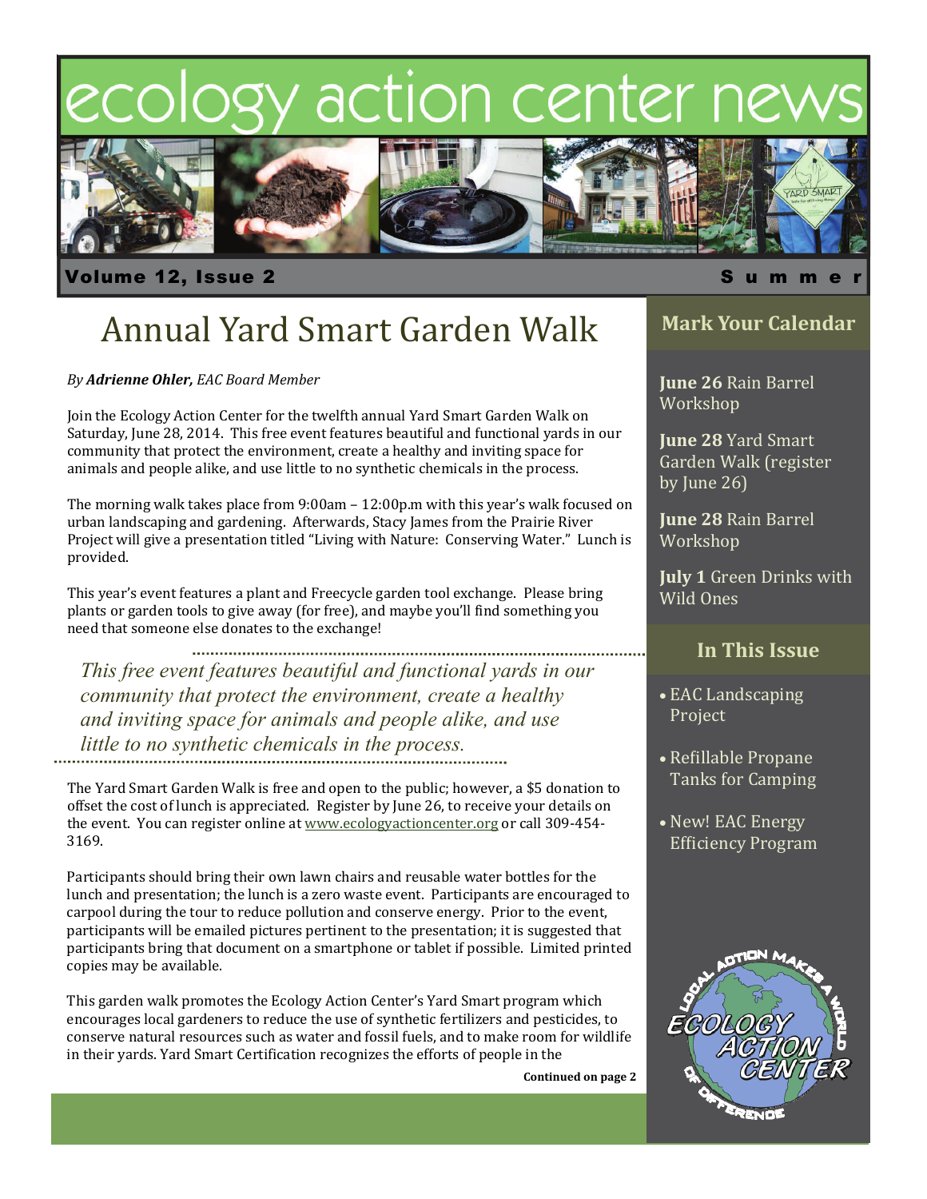# ecology action center news

**Volume 12, Issue 2** — **Summer**

## Annual Yard Smart Garden Walk

*By* ***Adrienne Ohler,*** *EAC Board Member*

Join the Ecology Action Center for the twelfth annual Yard Smart Garden Walk on Saturday, June 28, 2014. This free event features beautiful and functional yards in our community that protect the environment, create a healthy and inviting space for animals and people alike, and use little to no synthetic chemicals in the process.

The morning walk takes place from 9:00am – 12:00p.m with this year's walk focused on urban landscaping and gardening. Afterwards, Stacy James from the Prairie River Project will give a presentation titled "Living with Nature: Conserving Water." Lunch is provided.

This year's event features a plant and Freecycle garden tool exchange. Please bring plants or garden tools to give away (for free), and maybe you'll find something you need that someone else donates to the exchange!

> *This free event features beautiful and functional yards in our community that protect the environment, create a healthy and inviting space for animals and people alike, and use little to no synthetic chemicals in the process.*

The Yard Smart Garden Walk is free and open to the public; however, a $5 donation to offset the cost of lunch is appreciated. Register by June 26, to receive your details on the event. You can register online at www.ecologyactioncenter.org or call 309-454-3169.

Participants should bring their own lawn chairs and reusable water bottles for the lunch and presentation; the lunch is a zero waste event. Participants are encouraged to carpool during the tour to reduce pollution and conserve energy. Prior to the event, participants will be emailed pictures pertinent to the presentation; it is suggested that participants bring that document on a smartphone or tablet if possible. Limited printed copies may be available.

This garden walk promotes the Ecology Action Center's Yard Smart program which encourages local gardeners to reduce the use of synthetic fertilizers and pesticides, to conserve natural resources such as water and fossil fuels, and to make room for wildlife in their yards. Yard Smart Certification recognizes the efforts of people in the

**Continued on page 2**

### Mark Your Calendar

**June 26** Rain Barrel Workshop

**June 28** Yard Smart Garden Walk (register by June 26)

**June 28** Rain Barrel Workshop

**July 1** Green Drinks with Wild Ones

### In This Issue

- EAC Landscaping Project
- Refillable Propane Tanks for Camping
- New! EAC Energy Efficiency Program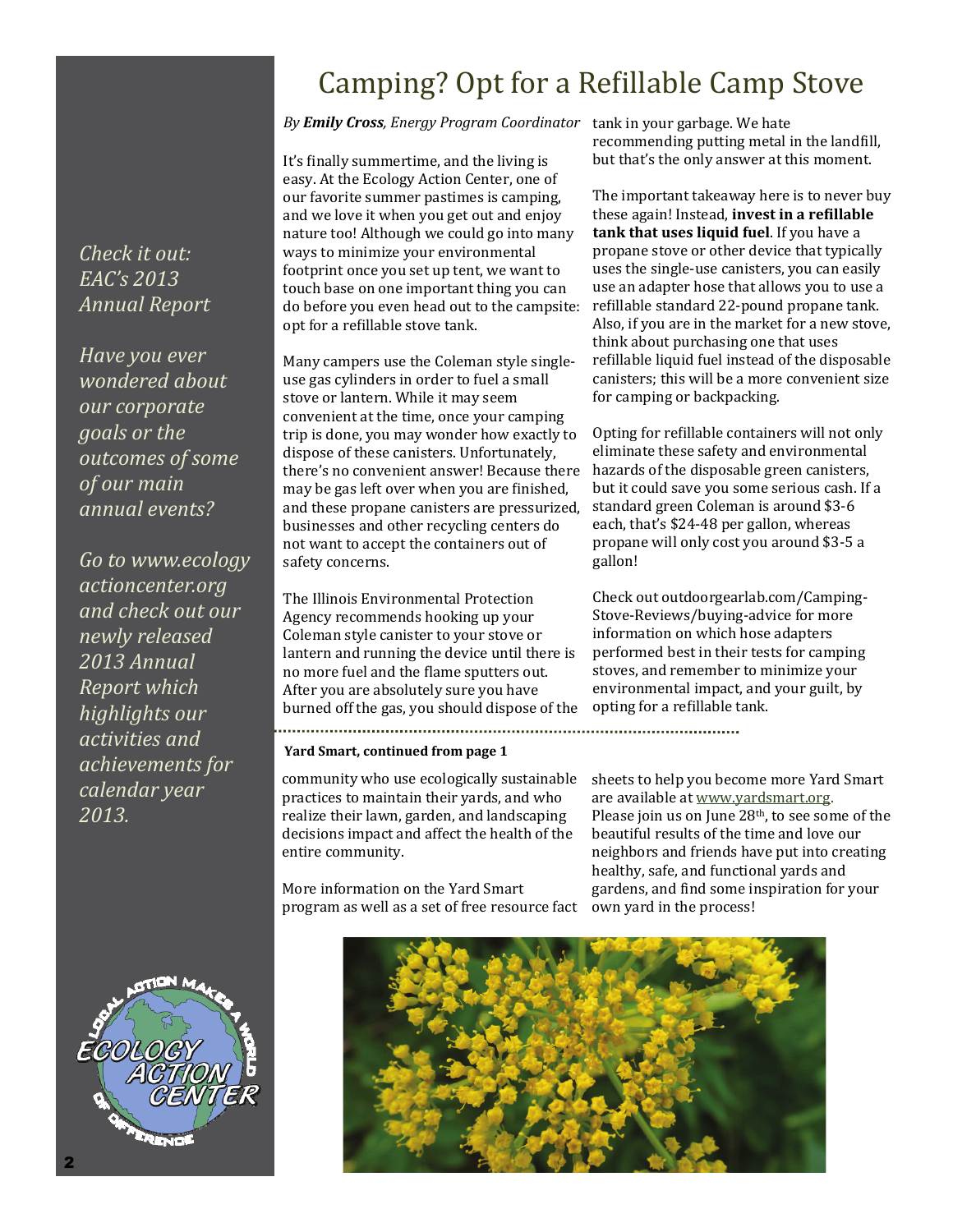# Camping? Opt for a Refillable Camp Stove

*By **Emily Cross**, Energy Program Coordinator*

It's finally summertime, and the living is easy. At the Ecology Action Center, one of our favorite summer pastimes is camping, and we love it when you get out and enjoy nature too! Although we could go into many ways to minimize your environmental footprint once you set up tent, we want to touch base on one important thing you can do before you even head out to the campsite: opt for a refillable stove tank.

Many campers use the Coleman style single-use gas cylinders in order to fuel a small stove or lantern. While it may seem convenient at the time, once your camping trip is done, you may wonder how exactly to dispose of these canisters. Unfortunately, there's no convenient answer! Because there may be gas left over when you are finished, and these propane canisters are pressurized, businesses and other recycling centers do not want to accept the containers out of safety concerns.

The Illinois Environmental Protection Agency recommends hooking up your Coleman style canister to your stove or lantern and running the device until there is no more fuel and the flame sputters out. After you are absolutely sure you have burned off the gas, you should dispose of the tank in your garbage. We hate recommending putting metal in the landfill, but that's the only answer at this moment.

The important takeaway here is to never buy these again! Instead, **invest in a refillable tank that uses liquid fuel**. If you have a propane stove or other device that typically uses the single-use canisters, you can easily use an adapter hose that allows you to use a refillable standard 22-pound propane tank. Also, if you are in the market for a new stove, think about purchasing one that uses refillable liquid fuel instead of the disposable canisters; this will be a more convenient size for camping or backpacking.

Opting for refillable containers will not only eliminate these safety and environmental hazards of the disposable green canisters, but it could save you some serious cash. If a standard green Coleman is around $3-6 each, that's $24-48 per gallon, whereas propane will only cost you around $3-5 a gallon!

Check out outdoorgearlab.com/Camping-Stove-Reviews/buying-advice for more information on which hose adapters performed best in their tests for camping stoves, and remember to minimize your environmental impact, and your guilt, by opting for a refillable tank.

---

**Yard Smart, continued from page 1**

community who use ecologically sustainable practices to maintain their yards, and who realize their lawn, garden, and landscaping decisions impact and affect the health of the entire community.

More information on the Yard Smart program as well as a set of free resource fact sheets to help you become more Yard Smart are available at www.yardsmart.org. Please join us on June 28th, to see some of the beautiful results of the time and love our neighbors and friends have put into creating healthy, safe, and functional yards and gardens, and find some inspiration for your own yard in the process!

---

*Check it out: EAC's 2013 Annual Report*

*Have you ever wondered about our corporate goals or the outcomes of some of our main annual events?*

*Go to www.ecologyactioncenter.org and check out our newly released 2013 Annual Report which highlights our activities and achievements for calendar year 2013.*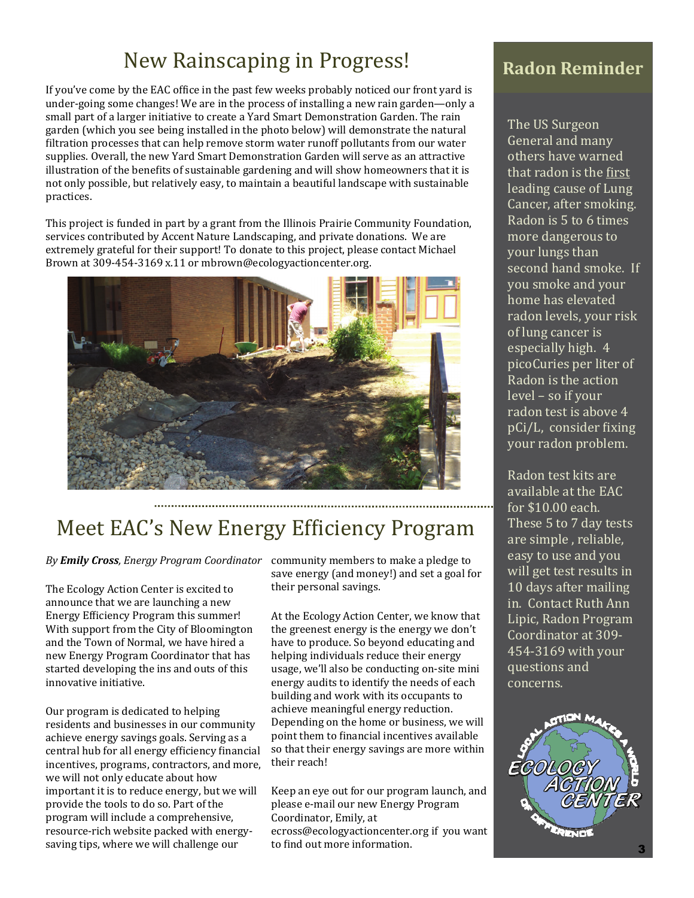## New Rainscaping in Progress!

If you've come by the EAC office in the past few weeks probably noticed our front yard is under-going some changes! We are in the process of installing a new rain garden—only a small part of a larger initiative to create a Yard Smart Demonstration Garden. The rain garden (which you see being installed in the photo below) will demonstrate the natural filtration processes that can help remove storm water runoff pollutants from our water supplies. Overall, the new Yard Smart Demonstration Garden will serve as an attractive illustration of the benefits of sustainable gardening and will show homeowners that it is not only possible, but relatively easy, to maintain a beautiful landscape with sustainable practices.

This project is funded in part by a grant from the Illinois Prairie Community Foundation, services contributed by Accent Nature Landscaping, and private donations. We are extremely grateful for their support! To donate to this project, please contact Michael Brown at 309-454-3169 x.11 or mbrown@ecologyactioncenter.org.

## Meet EAC's New Energy Efficiency Program

*By **Emily Cross**, Energy Program Coordinator*

The Ecology Action Center is excited to announce that we are launching a new Energy Efficiency Program this summer! With support from the City of Bloomington and the Town of Normal, we have hired a new Energy Program Coordinator that has started developing the ins and outs of this innovative initiative.

Our program is dedicated to helping residents and businesses in our community achieve energy savings goals. Serving as a central hub for all energy efficiency financial incentives, programs, contractors, and more, we will not only educate about how important it is to reduce energy, but we will provide the tools to do so. Part of the program will include a comprehensive, resource-rich website packed with energy-saving tips, where we will challenge our community members to make a pledge to save energy (and money!) and set a goal for their personal savings.

At the Ecology Action Center, we know that the greenest energy is the energy we don't have to produce. So beyond educating and helping individuals reduce their energy usage, we'll also be conducting on-site mini energy audits to identify the needs of each building and work with its occupants to achieve meaningful energy reduction. Depending on the home or business, we will point them to financial incentives available so that their energy savings are more within their reach!

Keep an eye out for our program launch, and please e-mail our new Energy Program Coordinator, Emily, at ecross@ecologyactioncenter.org if you want to find out more information.

## Radon Reminder

The US Surgeon General and many others have warned that radon is the first leading cause of Lung Cancer, after smoking. Radon is 5 to 6 times more dangerous to your lungs than second hand smoke. If you smoke and your home has elevated radon levels, your risk of lung cancer is especially high. 4 picoCuries per liter of Radon is the action level – so if your radon test is above 4 pCi/L, consider fixing your radon problem.

Radon test kits are available at the EAC for $10.00 each. These 5 to 7 day tests are simple , reliable, easy to use and you will get test results in 10 days after mailing in. Contact Ruth Ann Lipic, Radon Program Coordinator at 309-454-3169 with your questions and concerns.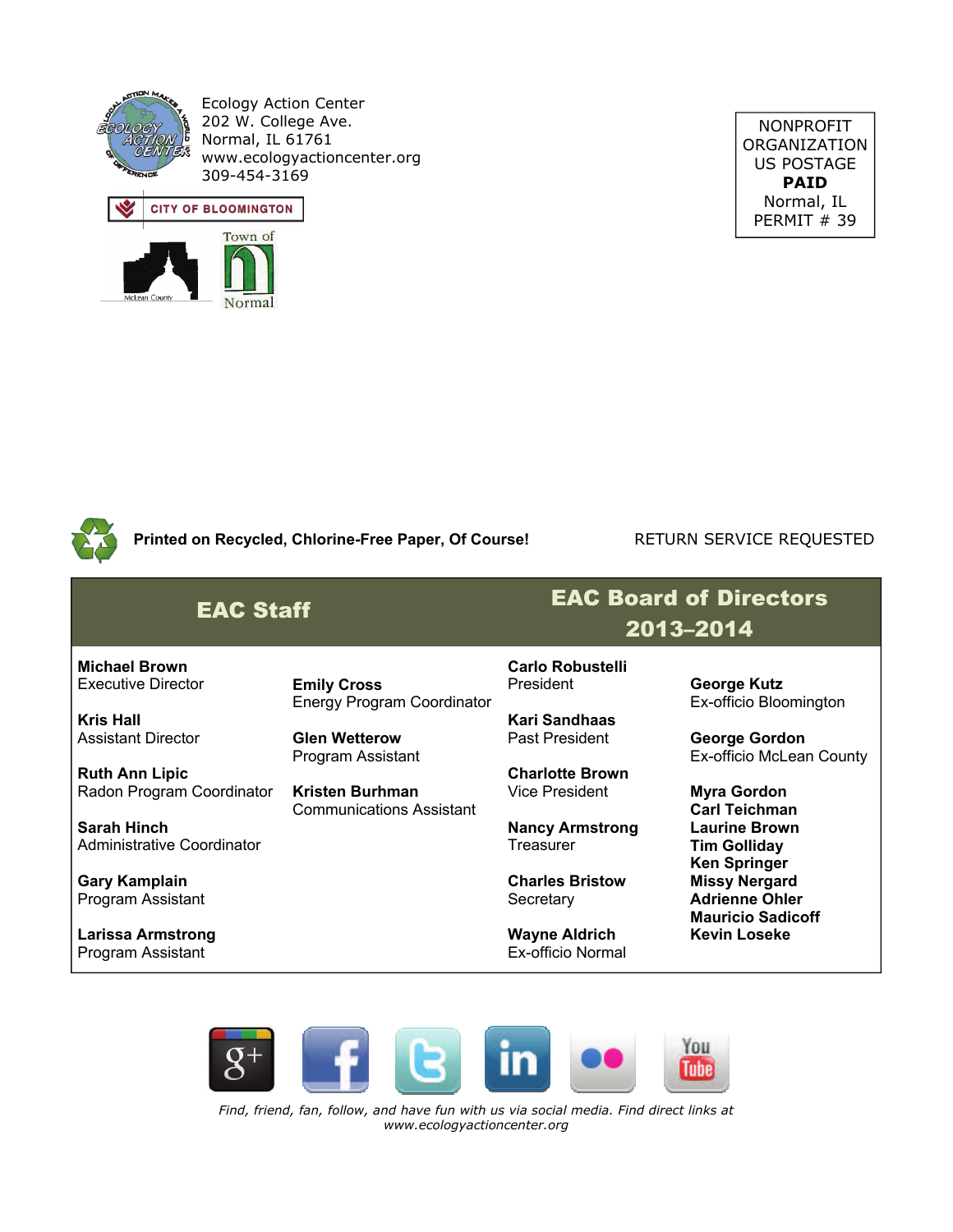Ecology Action Center
202 W. College Ave.
Normal, IL 61761
www.ecologyactioncenter.org
309-454-3169

CITY OF BLOOMINGTON

McLean County

Town of Normal

NONPROFIT ORGANIZATION
US POSTAGE
**PAID**
Normal, IL
PERMIT # 39

**Printed on Recycled, Chlorine-Free Paper, Of Course!**

RETURN SERVICE REQUESTED

## EAC Staff

**Michael Brown**
Executive Director

**Kris Hall**
Assistant Director

**Ruth Ann Lipic**
Radon Program Coordinator

**Sarah Hinch**
Administrative Coordinator

**Gary Kamplain**
Program Assistant

**Larissa Armstrong**
Program Assistant

**Emily Cross**
Energy Program Coordinator

**Glen Wetterow**
Program Assistant

**Kristen Burhman**
Communications Assistant

## EAC Board of Directors 2013–2014

**Carlo Robustelli**
President

**Kari Sandhaas**
Past President

**Charlotte Brown**
Vice President

**Nancy Armstrong**
Treasurer

**Charles Bristow**
Secretary

**Wayne Aldrich**
Ex-officio Normal

**George Kutz**
Ex-officio Bloomington

**George Gordon**
Ex-officio McLean County

**Myra Gordon**
**Carl Teichman**
**Laurine Brown**
**Tim Golliday**
**Ken Springer**
**Missy Nergard**
**Adrienne Ohler**
**Mauricio Sadicoff**
**Kevin Loseke**

*Find, friend, fan, follow, and have fun with us via social media. Find direct links at www.ecologyactioncenter.org*